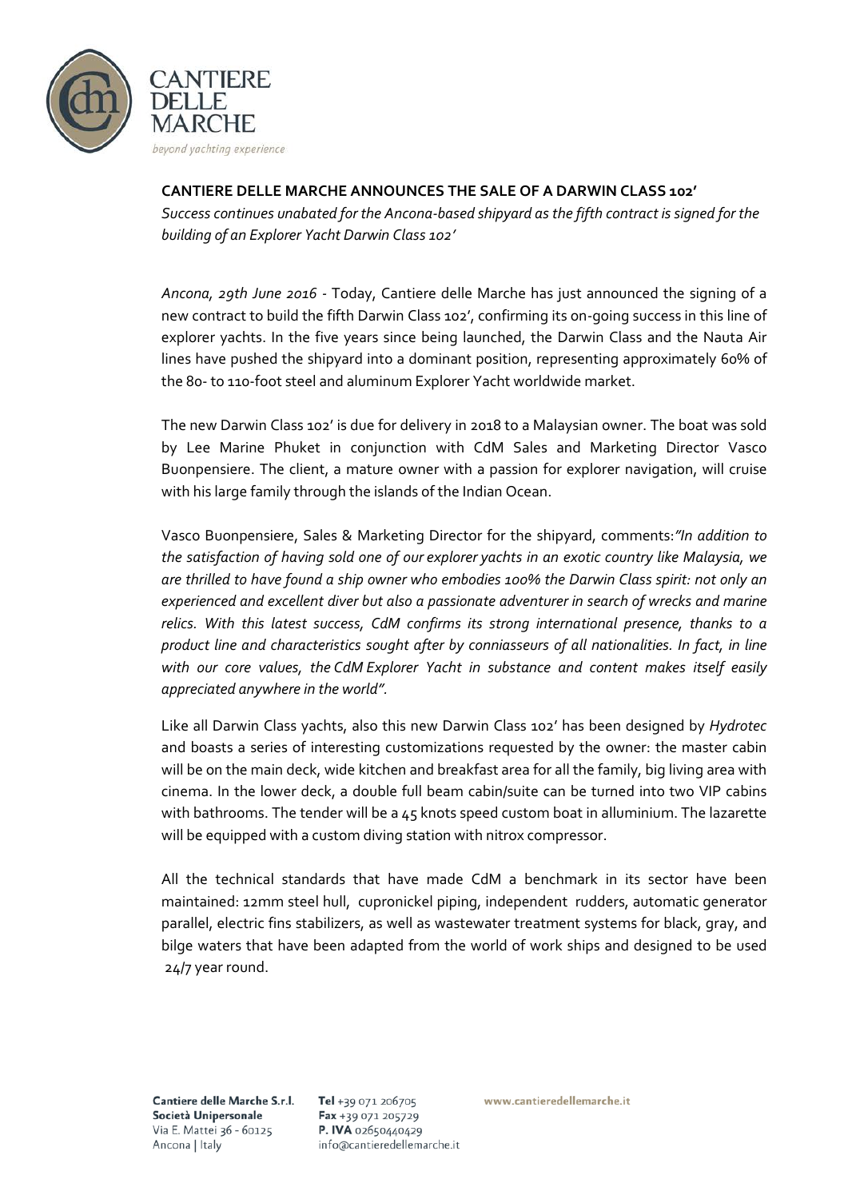# CANTIERE DELLE MARCHE ANNOUNCES THE SALE OF A DARWIN CLASS 102'

*Success continues unabated for the Ancona-based shipyard as the fifth contract is signed for the building of an Explorer Yacht Darwin Class 102'*

*Ancona, 29th June 2016* - Today, Cantiere delle Marche has just announced the signing of a new contract to build the fifth Darwin Class 102', confirming its on-going success in this line of explorer yachts. In the five years since being launched, the Darwin Class and the Nauta Air lines have pushed the shipyard into a dominant position, representing approximately 60% of the 80- to 110-foot steel and aluminum Explorer Yacht worldwide market.

The new Darwin Class 102' is due for delivery in 2018 to a Malaysian owner. The boat was sold by Lee Marine Phuket in conjunction with CdM Sales and Marketing Director Vasco Buonpensiere. The client, a mature owner with a passion for explorer navigation, will cruise with his large family through the islands of the Indian Ocean.

Vasco Buonpensiere, Sales & Marketing Director for the shipyard, comments:*"In addition to the satisfaction of having sold one of our explorer yachts in an exotic country like Malaysia, we are thrilled to have found a ship owner who embodies 100% the Darwin Class spirit: not only an experienced and excellent diver but also a passionate adventurer in search of wrecks and marine relics. With this latest success, CdM confirms its strong international presence, thanks to a product line and characteristics sought after by conniasseurs of all nationalities. In fact, in line with our core values, the CdM Explorer Yacht in substance and content makes itself easily appreciated anywhere in the world".*

Like all Darwin Class yachts, also this new Darwin Class 102' has been designed by *Hydrotec* and boasts a series of interesting customizations requested by the owner: the master cabin will be on the main deck, wide kitchen and breakfast area for all the family, big living area with cinema. In the lower deck, a double full beam cabin/suite can be turned into two VIP cabins with bathrooms. The tender will be a 45 knots speed custom boat in alluminium. The lazarette will be equipped with a custom diving station with nitrox compressor.

All the technical standards that have made CdM a benchmark in its sector have been maintained: 12mm steel hull, cupronickel piping, independent rudders, automatic generator parallel, electric fins stabilizers, as well as wastewater treatment systems for black, gray, and bilge waters that have been adapted from the world of work ships and designed to be used 24/7 year round.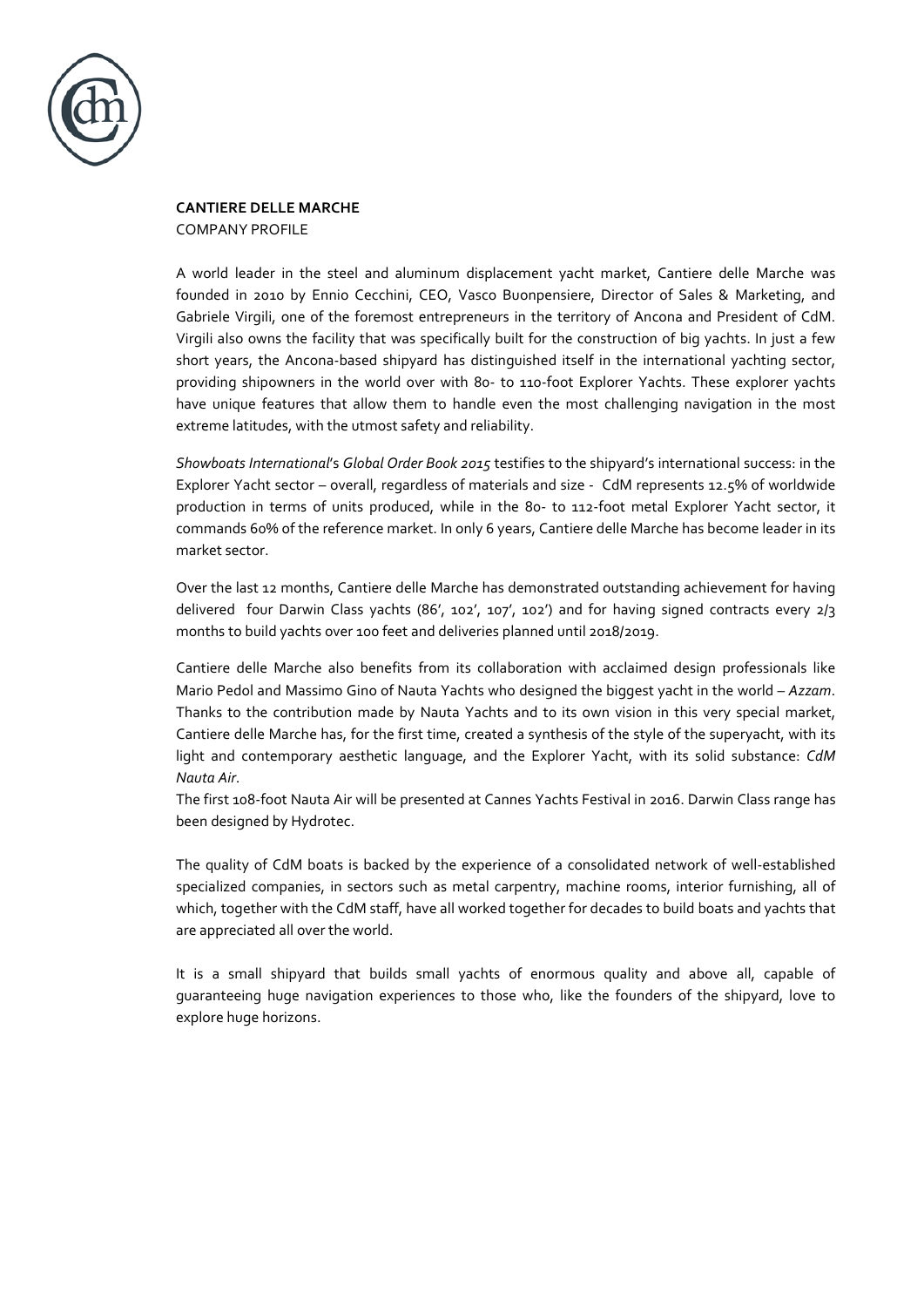**CANTIERE DELLE MARCHE**
COMPANY PROFILE

A world leader in the steel and aluminum displacement yacht market, Cantiere delle Marche was founded in 2010 by Ennio Cecchini, CEO, Vasco Buonpensiere, Director of Sales & Marketing, and Gabriele Virgili, one of the foremost entrepreneurs in the territory of Ancona and President of CdM. Virgili also owns the facility that was specifically built for the construction of big yachts. In just a few short years, the Ancona-based shipyard has distinguished itself in the international yachting sector, providing shipowners in the world over with 80- to 110-foot Explorer Yachts. These explorer yachts have unique features that allow them to handle even the most challenging navigation in the most extreme latitudes, with the utmost safety and reliability.

*Showboats International*'s *Global Order Book 2015* testifies to the shipyard's international success: in the Explorer Yacht sector – overall, regardless of materials and size - CdM represents 12.5% of worldwide production in terms of units produced, while in the 80- to 112-foot metal Explorer Yacht sector, it commands 60% of the reference market. In only 6 years, Cantiere delle Marche has become leader in its market sector.

Over the last 12 months, Cantiere delle Marche has demonstrated outstanding achievement for having delivered four Darwin Class yachts (86', 102', 107', 102') and for having signed contracts every 2/3 months to build yachts over 100 feet and deliveries planned until 2018/2019.

Cantiere delle Marche also benefits from its collaboration with acclaimed design professionals like Mario Pedol and Massimo Gino of Nauta Yachts who designed the biggest yacht in the world – *Azzam*. Thanks to the contribution made by Nauta Yachts and to its own vision in this very special market, Cantiere delle Marche has, for the first time, created a synthesis of the style of the superyacht, with its light and contemporary aesthetic language, and the Explorer Yacht, with its solid substance: *CdM Nauta Air*.

The first 108-foot Nauta Air will be presented at Cannes Yachts Festival in 2016. Darwin Class range has been designed by Hydrotec.

The quality of CdM boats is backed by the experience of a consolidated network of well-established specialized companies, in sectors such as metal carpentry, machine rooms, interior furnishing, all of which, together with the CdM staff, have all worked together for decades to build boats and yachts that are appreciated all over the world.

It is a small shipyard that builds small yachts of enormous quality and above all, capable of guaranteeing huge navigation experiences to those who, like the founders of the shipyard, love to explore huge horizons.